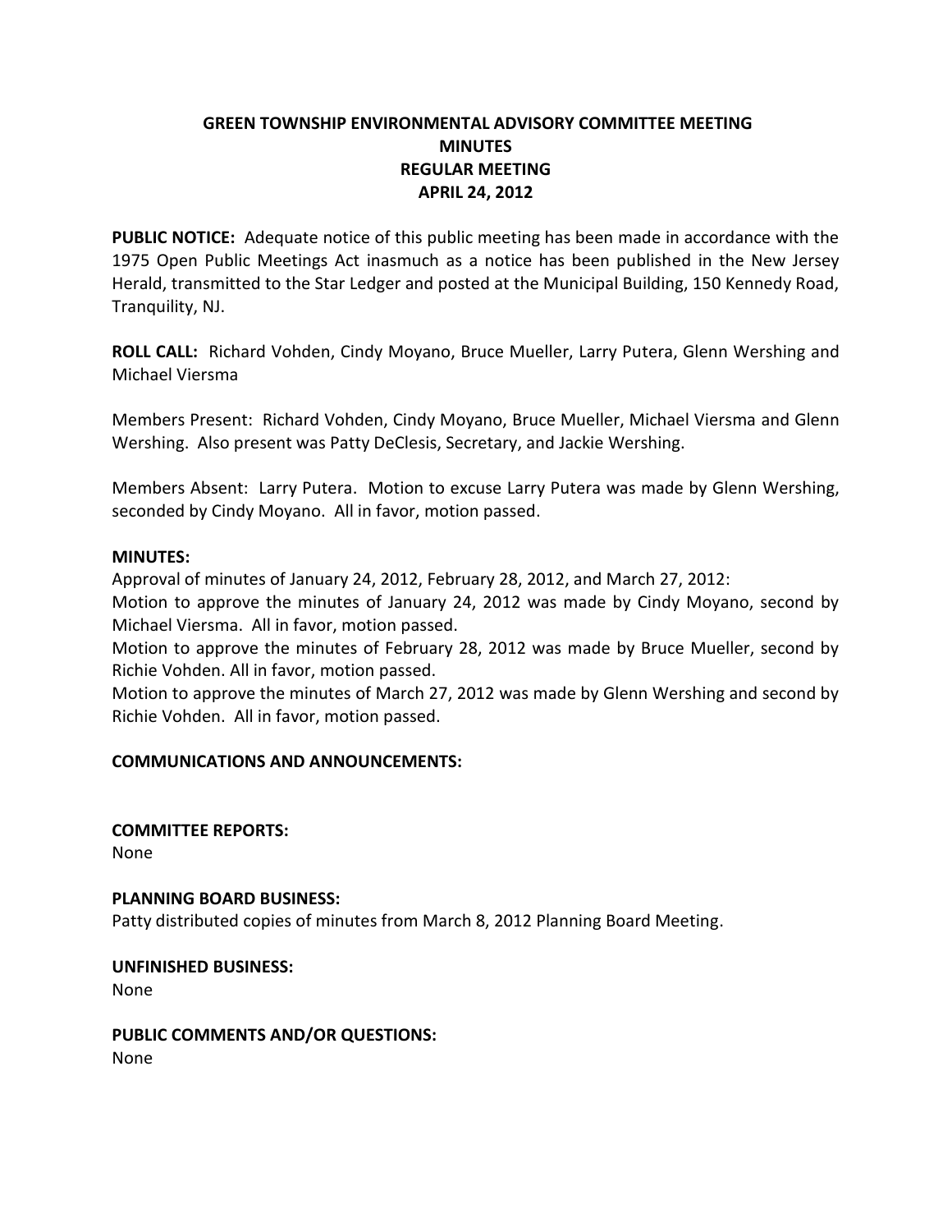# GREEN TOWNSHIP ENVIRONMENTAL ADVISORY COMMITTEE MEETING
## MINUTES
## REGULAR MEETING
## APRIL 24, 2012

**PUBLIC NOTICE:** Adequate notice of this public meeting has been made in accordance with the 1975 Open Public Meetings Act inasmuch as a notice has been published in the New Jersey Herald, transmitted to the Star Ledger and posted at the Municipal Building, 150 Kennedy Road, Tranquility, NJ.

**ROLL CALL:** Richard Vohden, Cindy Moyano, Bruce Mueller, Larry Putera, Glenn Wershing and Michael Viersma

Members Present: Richard Vohden, Cindy Moyano, Bruce Mueller, Michael Viersma and Glenn Wershing. Also present was Patty DeClesis, Secretary, and Jackie Wershing.

Members Absent: Larry Putera. Motion to excuse Larry Putera was made by Glenn Wershing, seconded by Cindy Moyano. All in favor, motion passed.

**MINUTES:**

Approval of minutes of January 24, 2012, February 28, 2012, and March 27, 2012:

Motion to approve the minutes of January 24, 2012 was made by Cindy Moyano, second by Michael Viersma. All in favor, motion passed.

Motion to approve the minutes of February 28, 2012 was made by Bruce Mueller, second by Richie Vohden. All in favor, motion passed.

Motion to approve the minutes of March 27, 2012 was made by Glenn Wershing and second by Richie Vohden. All in favor, motion passed.

**COMMUNICATIONS AND ANNOUNCEMENTS:**

**COMMITTEE REPORTS:**

None

**PLANNING BOARD BUSINESS:**

Patty distributed copies of minutes from March 8, 2012 Planning Board Meeting.

**UNFINISHED BUSINESS:**

None

**PUBLIC COMMENTS AND/OR QUESTIONS:**

None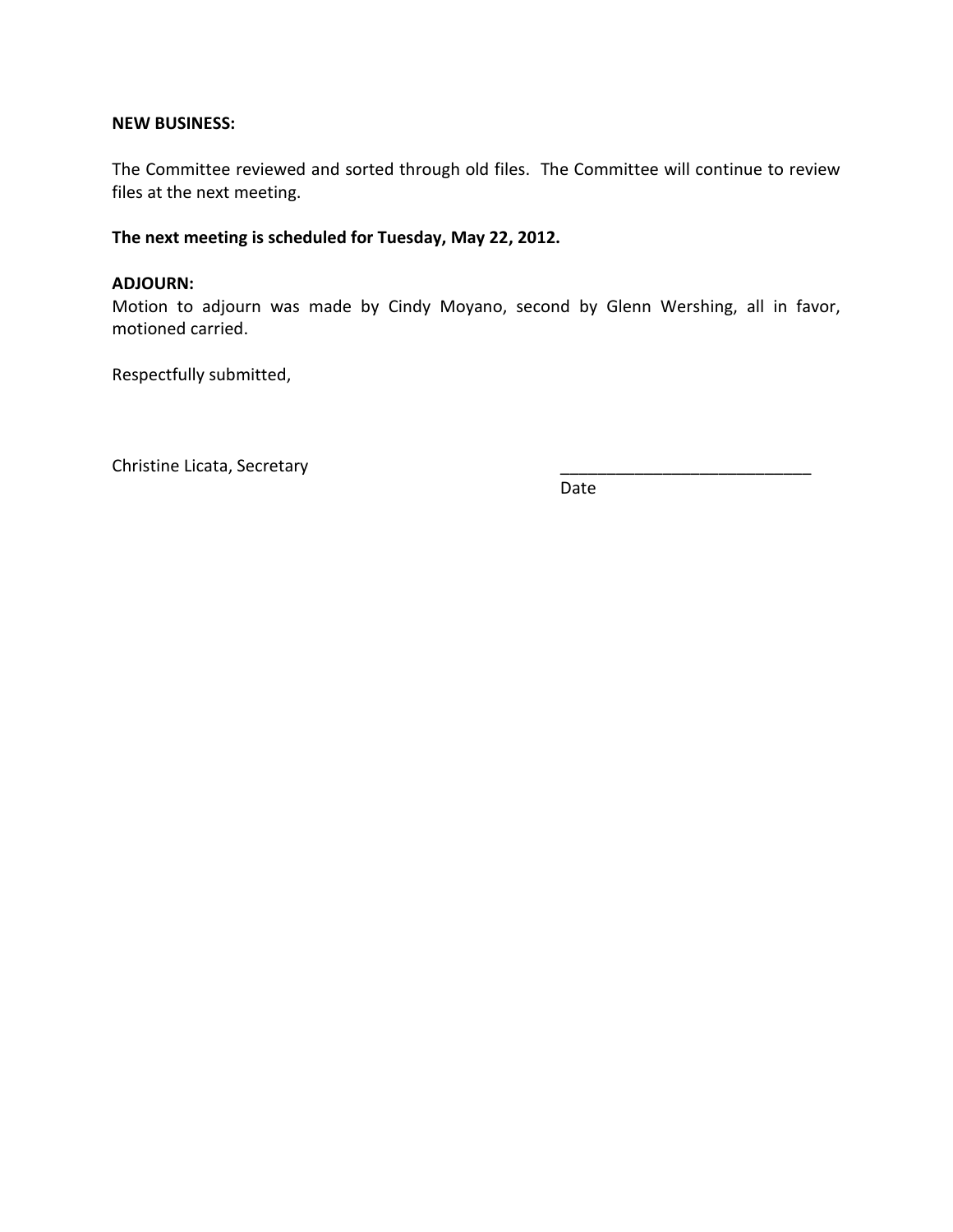**NEW BUSINESS:**

The Committee reviewed and sorted through old files. The Committee will continue to review files at the next meeting.

**The next meeting is scheduled for Tuesday, May 22, 2012.**

**ADJOURN:**
Motion to adjourn was made by Cindy Moyano, second by Glenn Wershing, all in favor, motioned carried.

Respectfully submitted,

Christine Licata, Secretary ____________________________
Date